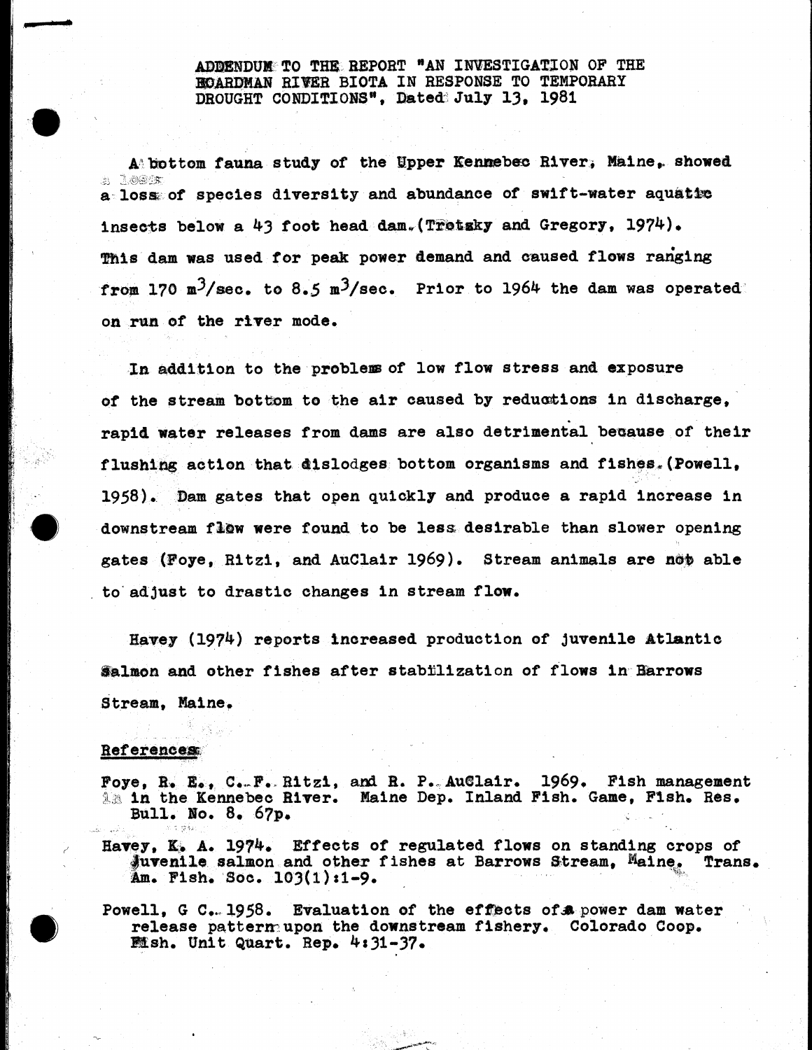ADDENDUM TO THE REPORT "AN INVESTIGATION OF THE BOARDMAN RIVER BIOTA IN RESPONSE TO TEMPORARY DROUGHT CONDITIONS", Dated July 13, 1981

A bottom fauna study of the Upper Kennebec River, Maine, showed a loss of species diversity and abundance of swift-water aquatic insects below a 43 foot head dam. (Trotsky and Gregory, 1974). This dam was used for peak power demand and caused flows ranging from 170 $m^3$/sec. to 8.5 $m^3$/sec. Prior to 1964 the dam was operated on run of the river mode.

In addition to the problems of low flow stress and exposure of the stream bottom to the air caused by reductions in discharge, rapid water releases from dams are also detrimental because of their flushing action that dislodges bottom organisms and fishes. (Powell, 1958). Dam gates that open quickly and produce a rapid increase in downstream flow were found to be less desirable than slower opening gates (Foye, Ritzi, and AuClair 1969). Stream animals are not able to adjust to drastic changes in stream flow.

Havey (1974) reports increased production of juvenile Atlantic Salmon and other fishes after stabilization of flows in Barrows Stream, Maine.

## References

Foye, R. E., C. F. Ritzi, and R. P. AuClair. 1969. Fish management in the Kennebec River. Maine Dep. Inland Fish. Game, Fish. Res. Bull. No. 8. 67p.

Havey, K. A. 1974. Effects of regulated flows on standing crops of juvenile salmon and other fishes at Barrows Stream, Maine. Trans. Am. Fish. Soc. 103(1):1-9.

Powell, G C. 1958. Evaluation of the effects of a power dam water release pattern upon the downstream fishery. Colorado Coop. Fish. Unit Quart. Rep. 4:31-37.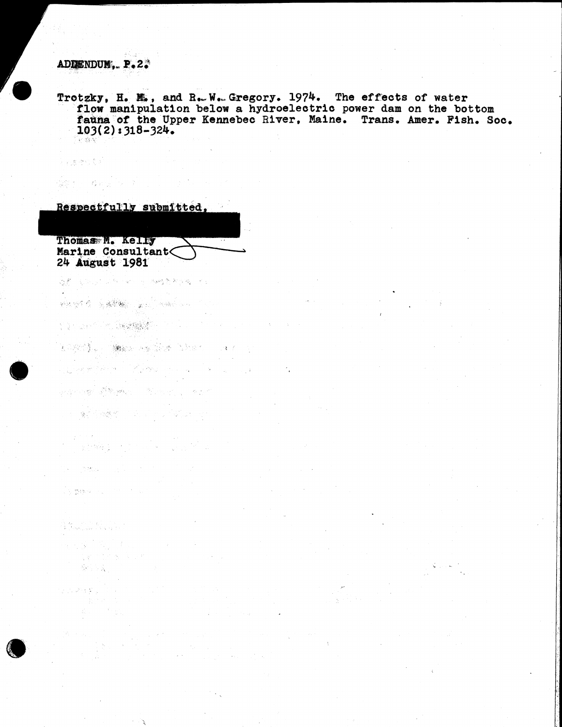ADDENDUM, P.2.

Trotzky, H. M., and R. W. Gregory. 1974. The effects of water flow manipulation below a hydroelectric power dam on the bottom fauna of the Upper Kennebec River, Maine. Trans. Amer. Fish. Soc. 103(2):318-324.

Respectfully submitted,

Thomas M. Kelly
Marine Consultant
24 August 1981